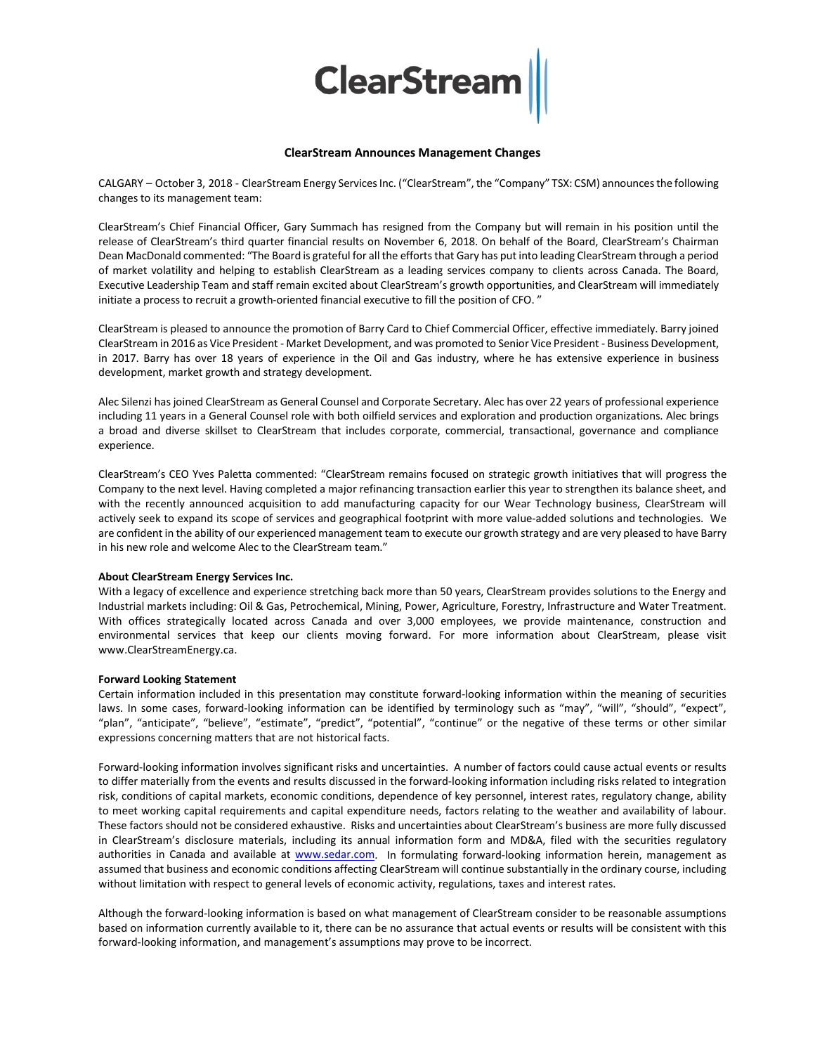# ClearStream

## ClearStream Announces Management Changes

CALGARY – October 3, 2018 - ClearStream Energy Services Inc. ("ClearStream", the "Company" TSX: CSM) announces the following changes to its management team:

ClearStream's Chief Financial Officer, Gary Summach has resigned from the Company but will remain in his position until the release of ClearStream's third quarter financial results on November 6, 2018. On behalf of the Board, ClearStream's Chairman Dean MacDonald commented: "The Board is grateful for all the efforts that Gary has put into leading ClearStream through a period of market volatility and helping to establish ClearStream as a leading services company to clients across Canada. The Board, Executive Leadership Team and staff remain excited about ClearStream's growth opportunities, and ClearStream will immediately initiate a process to recruit a growth-oriented financial executive to fill the position of CFO. "

ClearStream is pleased to announce the promotion of Barry Card to Chief Commercial Officer, effective immediately. Barry joined ClearStream in 2016 as Vice President - Market Development, and was promoted to Senior Vice President - Business Development, in 2017. Barry has over 18 years of experience in the Oil and Gas industry, where he has extensive experience in business development, market growth and strategy development.

Alec Silenzi has joined ClearStream as General Counsel and Corporate Secretary. Alec has over 22 years of professional experience including 11 years in a General Counsel role with both oilfield services and exploration and production organizations. Alec brings a broad and diverse skillset to ClearStream that includes corporate, commercial, transactional, governance and compliance experience.

ClearStream's CEO Yves Paletta commented: "ClearStream remains focused on strategic growth initiatives that will progress the Company to the next level. Having completed a major refinancing transaction earlier this year to strengthen its balance sheet, and with the recently announced acquisition to add manufacturing capacity for our Wear Technology business, ClearStream will actively seek to expand its scope of services and geographical footprint with more value-added solutions and technologies. We are confident in the ability of our experienced management team to execute our growth strategy and are very pleased to have Barry in his new role and welcome Alec to the ClearStream team."

**About ClearStream Energy Services Inc.**

With a legacy of excellence and experience stretching back more than 50 years, ClearStream provides solutions to the Energy and Industrial markets including: Oil & Gas, Petrochemical, Mining, Power, Agriculture, Forestry, Infrastructure and Water Treatment. With offices strategically located across Canada and over 3,000 employees, we provide maintenance, construction and environmental services that keep our clients moving forward. For more information about ClearStream, please visit www.ClearStreamEnergy.ca.

**Forward Looking Statement**

Certain information included in this presentation may constitute forward-looking information within the meaning of securities laws. In some cases, forward-looking information can be identified by terminology such as "may", "will", "should", "expect", "plan", "anticipate", "believe", "estimate", "predict", "potential", "continue" or the negative of these terms or other similar expressions concerning matters that are not historical facts.

Forward-looking information involves significant risks and uncertainties. A number of factors could cause actual events or results to differ materially from the events and results discussed in the forward-looking information including risks related to integration risk, conditions of capital markets, economic conditions, dependence of key personnel, interest rates, regulatory change, ability to meet working capital requirements and capital expenditure needs, factors relating to the weather and availability of labour. These factors should not be considered exhaustive. Risks and uncertainties about ClearStream's business are more fully discussed in ClearStream's disclosure materials, including its annual information form and MD&A, filed with the securities regulatory authorities in Canada and available at www.sedar.com. In formulating forward-looking information herein, management as assumed that business and economic conditions affecting ClearStream will continue substantially in the ordinary course, including without limitation with respect to general levels of economic activity, regulations, taxes and interest rates.

Although the forward-looking information is based on what management of ClearStream consider to be reasonable assumptions based on information currently available to it, there can be no assurance that actual events or results will be consistent with this forward-looking information, and management's assumptions may prove to be incorrect.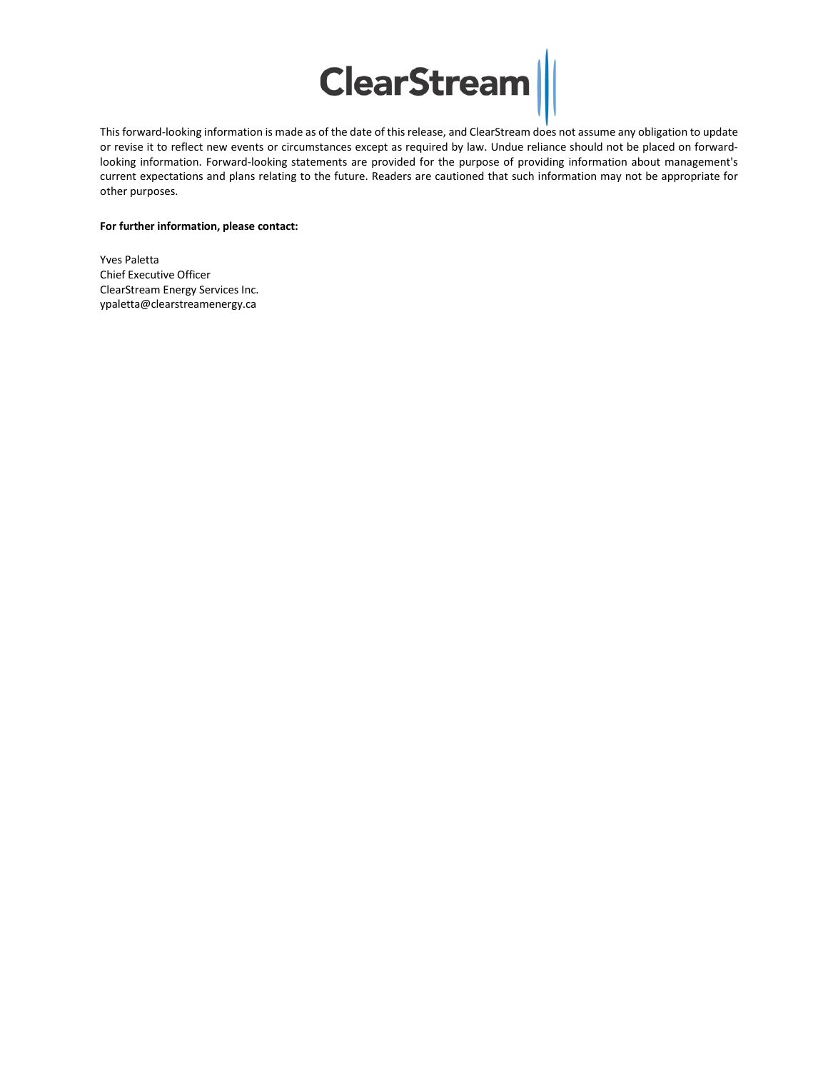This forward-looking information is made as of the date of this release, and ClearStream does not assume any obligation to update or revise it to reflect new events or circumstances except as required by law. Undue reliance should not be placed on forward-looking information. Forward-looking statements are provided for the purpose of providing information about management's current expectations and plans relating to the future. Readers are cautioned that such information may not be appropriate for other purposes.

**For further information, please contact:**

Yves Paletta
Chief Executive Officer
ClearStream Energy Services Inc.
ypaletta@clearstreamenergy.ca